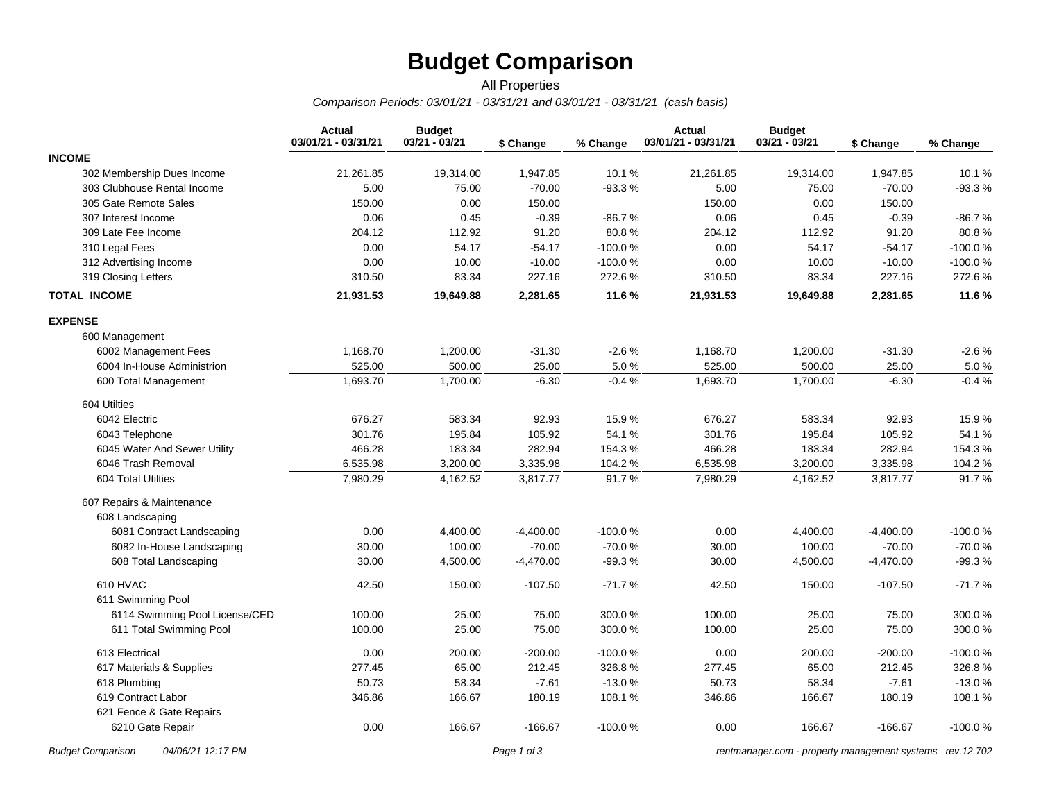# Budget Comparison

All Properties

*Comparison Periods: 03/01/21 - 03/31/21 and 03/01/21 - 03/31/21 (cash basis)*

| | Actual 03/01/21 - 03/31/21 | Budget 03/21 - 03/21 | $ Change | % Change | Actual 03/01/21 - 03/31/21 | Budget 03/21 - 03/21 | $ Change | % Change |
|---|---|---|---|---|---|---|---|---|
| **INCOME** | | | | | | | | |
| 302 Membership Dues Income | 21,261.85 | 19,314.00 | 1,947.85 | 10.1 % | 21,261.85 | 19,314.00 | 1,947.85 | 10.1 % |
| 303 Clubhouse Rental Income | 5.00 | 75.00 | -70.00 | -93.3 % | 5.00 | 75.00 | -70.00 | -93.3 % |
| 305 Gate Remote Sales | 150.00 | 0.00 | 150.00 | | 150.00 | 0.00 | 150.00 | |
| 307 Interest Income | 0.06 | 0.45 | -0.39 | -86.7 % | 0.06 | 0.45 | -0.39 | -86.7 % |
| 309 Late Fee Income | 204.12 | 112.92 | 91.20 | 80.8 % | 204.12 | 112.92 | 91.20 | 80.8 % |
| 310 Legal Fees | 0.00 | 54.17 | -54.17 | -100.0 % | 0.00 | 54.17 | -54.17 | -100.0 % |
| 312 Advertising Income | 0.00 | 10.00 | -10.00 | -100.0 % | 0.00 | 10.00 | -10.00 | -100.0 % |
| 319 Closing Letters | 310.50 | 83.34 | 227.16 | 272.6 % | 310.50 | 83.34 | 227.16 | 272.6 % |
| **TOTAL INCOME** | **21,931.53** | **19,649.88** | **2,281.65** | **11.6 %** | **21,931.53** | **19,649.88** | **2,281.65** | **11.6 %** |
| **EXPENSE** | | | | | | | | |
| 600 Management | | | | | | | | |
| 6002 Management Fees | 1,168.70 | 1,200.00 | -31.30 | -2.6 % | 1,168.70 | 1,200.00 | -31.30 | -2.6 % |
| 6004 In-House Administrion | 525.00 | 500.00 | 25.00 | 5.0 % | 525.00 | 500.00 | 25.00 | 5.0 % |
| 600 Total Management | 1,693.70 | 1,700.00 | -6.30 | -0.4 % | 1,693.70 | 1,700.00 | -6.30 | -0.4 % |
| 604 Utilties | | | | | | | | |
| 6042 Electric | 676.27 | 583.34 | 92.93 | 15.9 % | 676.27 | 583.34 | 92.93 | 15.9 % |
| 6043 Telephone | 301.76 | 195.84 | 105.92 | 54.1 % | 301.76 | 195.84 | 105.92 | 54.1 % |
| 6045 Water And Sewer Utility | 466.28 | 183.34 | 282.94 | 154.3 % | 466.28 | 183.34 | 282.94 | 154.3 % |
| 6046 Trash Removal | 6,535.98 | 3,200.00 | 3,335.98 | 104.2 % | 6,535.98 | 3,200.00 | 3,335.98 | 104.2 % |
| 604 Total Utilties | 7,980.29 | 4,162.52 | 3,817.77 | 91.7 % | 7,980.29 | 4,162.52 | 3,817.77 | 91.7 % |
| 607 Repairs & Maintenance | | | | | | | | |
| 608 Landscaping | | | | | | | | |
| 6081 Contract Landscaping | 0.00 | 4,400.00 | -4,400.00 | -100.0 % | 0.00 | 4,400.00 | -4,400.00 | -100.0 % |
| 6082 In-House Landscaping | 30.00 | 100.00 | -70.00 | -70.0 % | 30.00 | 100.00 | -70.00 | -70.0 % |
| 608 Total Landscaping | 30.00 | 4,500.00 | -4,470.00 | -99.3 % | 30.00 | 4,500.00 | -4,470.00 | -99.3 % |
| 610 HVAC | 42.50 | 150.00 | -107.50 | -71.7 % | 42.50 | 150.00 | -107.50 | -71.7 % |
| 611 Swimming Pool | | | | | | | | |
| 6114 Swimming Pool License/CED | 100.00 | 25.00 | 75.00 | 300.0 % | 100.00 | 25.00 | 75.00 | 300.0 % |
| 611 Total Swimming Pool | 100.00 | 25.00 | 75.00 | 300.0 % | 100.00 | 25.00 | 75.00 | 300.0 % |
| 613 Electrical | 0.00 | 200.00 | -200.00 | -100.0 % | 0.00 | 200.00 | -200.00 | -100.0 % |
| 617 Materials & Supplies | 277.45 | 65.00 | 212.45 | 326.8 % | 277.45 | 65.00 | 212.45 | 326.8 % |
| 618 Plumbing | 50.73 | 58.34 | -7.61 | -13.0 % | 50.73 | 58.34 | -7.61 | -13.0 % |
| 619 Contract Labor | 346.86 | 166.67 | 180.19 | 108.1 % | 346.86 | 166.67 | 180.19 | 108.1 % |
| 621 Fence & Gate Repairs | | | | | | | | |
| 6210 Gate Repair | 0.00 | 166.67 | -166.67 | -100.0 % | 0.00 | 166.67 | -166.67 | -100.0 % |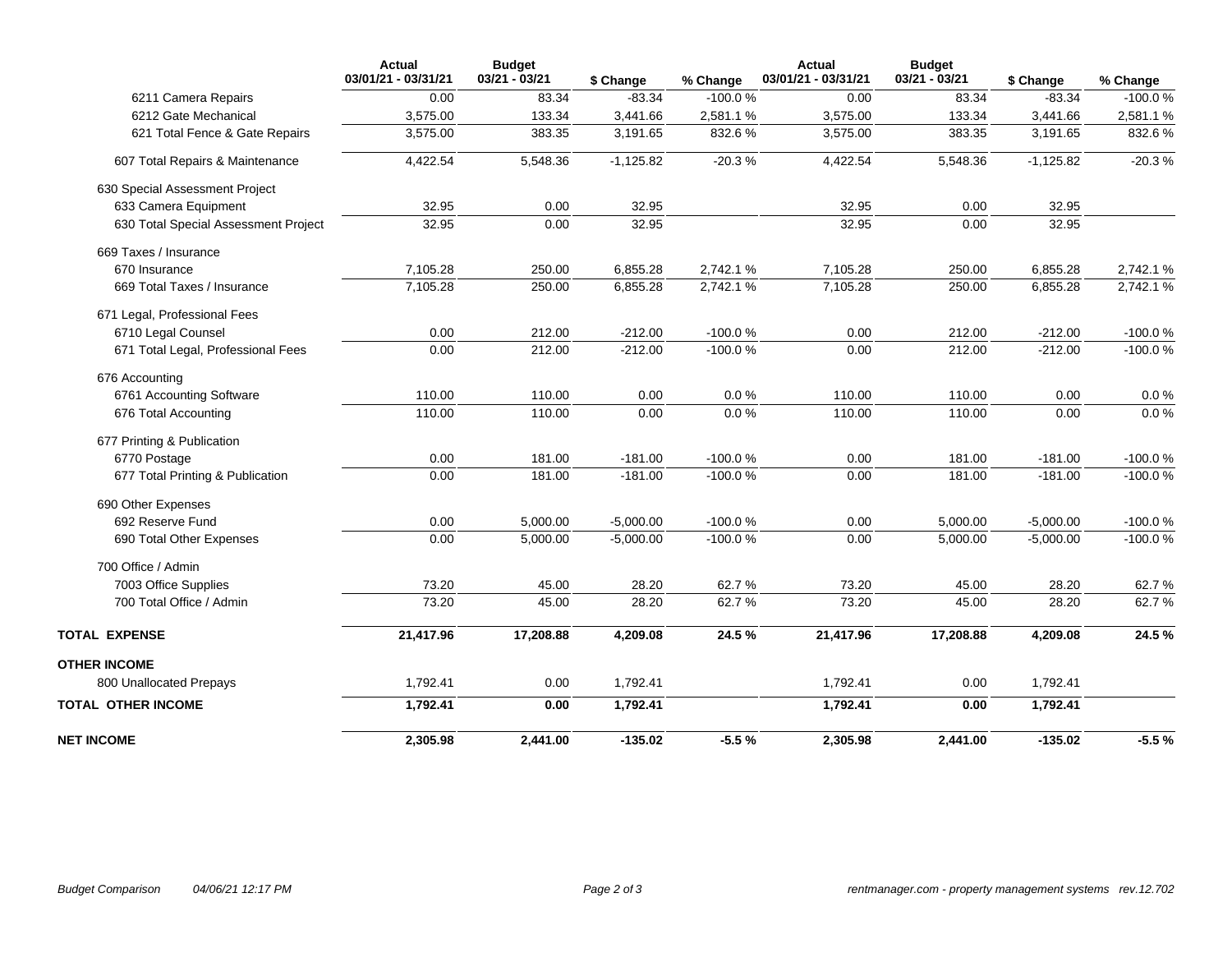| | Actual 03/01/21 - 03/31/21 | Budget 03/21 - 03/21 | $ Change | % Change | Actual 03/01/21 - 03/31/21 | Budget 03/21 - 03/21 | $ Change | % Change |
|---|---|---|---|---|---|---|---|---|
| 6211 Camera Repairs | 0.00 | 83.34 | -83.34 | -100.0 % | 0.00 | 83.34 | -83.34 | -100.0 % |
| 6212 Gate Mechanical | 3,575.00 | 133.34 | 3,441.66 | 2,581.1 % | 3,575.00 | 133.34 | 3,441.66 | 2,581.1 % |
| 621 Total Fence & Gate Repairs | 3,575.00 | 383.35 | 3,191.65 | 832.6 % | 3,575.00 | 383.35 | 3,191.65 | 832.6 % |
| 607 Total Repairs & Maintenance | 4,422.54 | 5,548.36 | -1,125.82 | -20.3 % | 4,422.54 | 5,548.36 | -1,125.82 | -20.3 % |
| 630 Special Assessment Project | | | | | | | | |
| 633 Camera Equipment | 32.95 | 0.00 | 32.95 | | 32.95 | 0.00 | 32.95 | |
| 630 Total Special Assessment Project | 32.95 | 0.00 | 32.95 | | 32.95 | 0.00 | 32.95 | |
| 669 Taxes / Insurance | | | | | | | | |
| 670 Insurance | 7,105.28 | 250.00 | 6,855.28 | 2,742.1 % | 7,105.28 | 250.00 | 6,855.28 | 2,742.1 % |
| 669 Total Taxes / Insurance | 7,105.28 | 250.00 | 6,855.28 | 2,742.1 % | 7,105.28 | 250.00 | 6,855.28 | 2,742.1 % |
| 671 Legal, Professional Fees | | | | | | | | |
| 6710 Legal Counsel | 0.00 | 212.00 | -212.00 | -100.0 % | 0.00 | 212.00 | -212.00 | -100.0 % |
| 671 Total Legal, Professional Fees | 0.00 | 212.00 | -212.00 | -100.0 % | 0.00 | 212.00 | -212.00 | -100.0 % |
| 676 Accounting | | | | | | | | |
| 6761 Accounting Software | 110.00 | 110.00 | 0.00 | 0.0 % | 110.00 | 110.00 | 0.00 | 0.0 % |
| 676 Total Accounting | 110.00 | 110.00 | 0.00 | 0.0 % | 110.00 | 110.00 | 0.00 | 0.0 % |
| 677 Printing & Publication | | | | | | | | |
| 6770 Postage | 0.00 | 181.00 | -181.00 | -100.0 % | 0.00 | 181.00 | -181.00 | -100.0 % |
| 677 Total Printing & Publication | 0.00 | 181.00 | -181.00 | -100.0 % | 0.00 | 181.00 | -181.00 | -100.0 % |
| 690 Other Expenses | | | | | | | | |
| 692 Reserve Fund | 0.00 | 5,000.00 | -5,000.00 | -100.0 % | 0.00 | 5,000.00 | -5,000.00 | -100.0 % |
| 690 Total Other Expenses | 0.00 | 5,000.00 | -5,000.00 | -100.0 % | 0.00 | 5,000.00 | -5,000.00 | -100.0 % |
| 700 Office / Admin | | | | | | | | |
| 7003 Office Supplies | 73.20 | 45.00 | 28.20 | 62.7 % | 73.20 | 45.00 | 28.20 | 62.7 % |
| 700 Total Office / Admin | 73.20 | 45.00 | 28.20 | 62.7 % | 73.20 | 45.00 | 28.20 | 62.7 % |
| **TOTAL EXPENSE** | **21,417.96** | **17,208.88** | **4,209.08** | **24.5 %** | **21,417.96** | **17,208.88** | **4,209.08** | **24.5 %** |
| **OTHER INCOME** | | | | | | | | |
| 800 Unallocated Prepays | 1,792.41 | 0.00 | 1,792.41 | | 1,792.41 | 0.00 | 1,792.41 | |
| **TOTAL OTHER INCOME** | **1,792.41** | **0.00** | **1,792.41** | | **1,792.41** | **0.00** | **1,792.41** | |
| **NET INCOME** | **2,305.98** | **2,441.00** | **-135.02** | **-5.5 %** | **2,305.98** | **2,441.00** | **-135.02** | **-5.5 %** |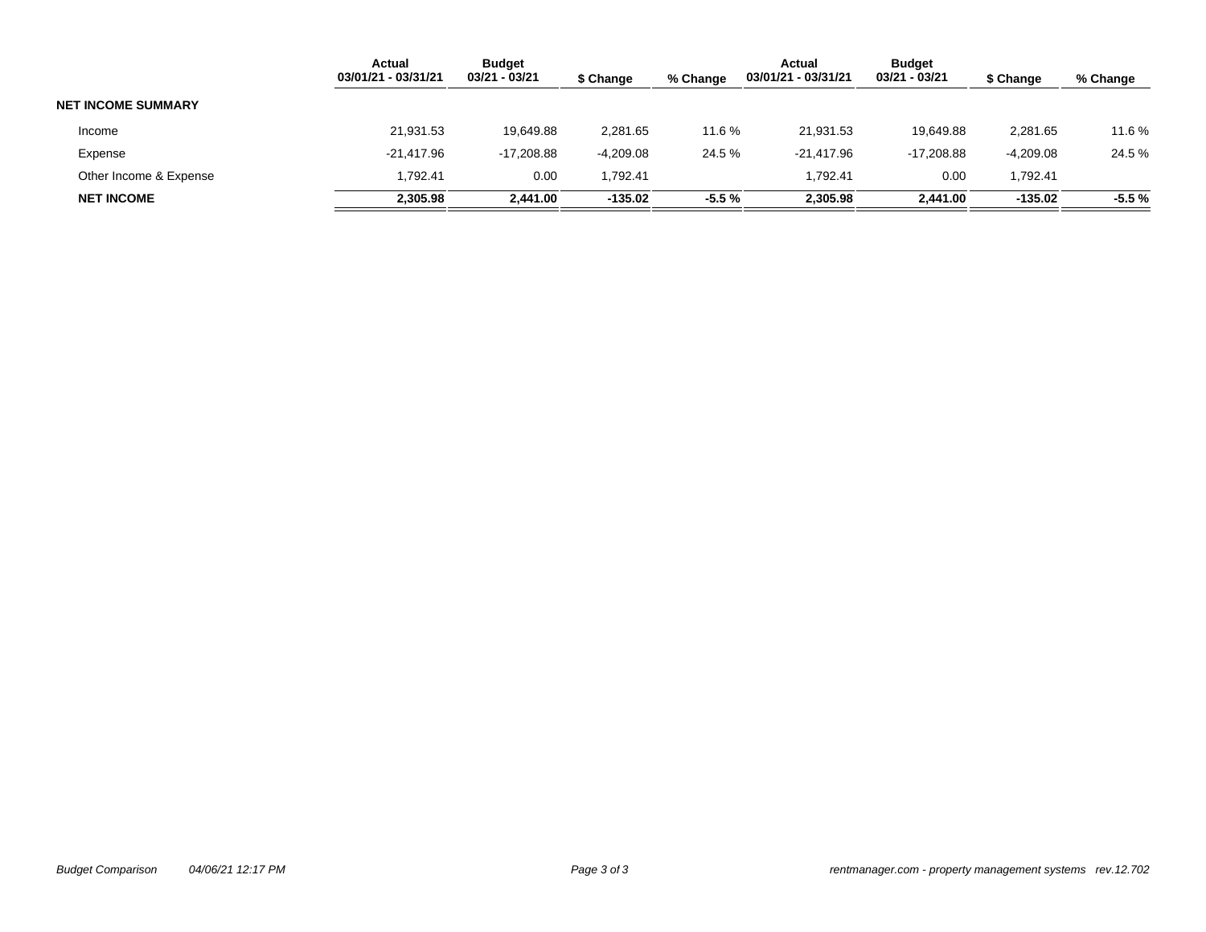| | Actual 03/01/21 - 03/31/21 | Budget 03/21 - 03/21 | $ Change | % Change | Actual 03/01/21 - 03/31/21 | Budget 03/21 - 03/21 | $ Change | % Change |
|---|---|---|---|---|---|---|---|---|
| **NET INCOME SUMMARY** | | | | | | | | |
| Income | 21,931.53 | 19,649.88 | 2,281.65 | 11.6 % | 21,931.53 | 19,649.88 | 2,281.65 | 11.6 % |
| Expense | -21,417.96 | -17,208.88 | -4,209.08 | 24.5 % | -21,417.96 | -17,208.88 | -4,209.08 | 24.5 % |
| Other Income & Expense | 1,792.41 | 0.00 | 1,792.41 | | 1,792.41 | 0.00 | 1,792.41 | |
| **NET INCOME** | **2,305.98** | **2,441.00** | **-135.02** | **-5.5 %** | **2,305.98** | **2,441.00** | **-135.02** | **-5.5 %** |